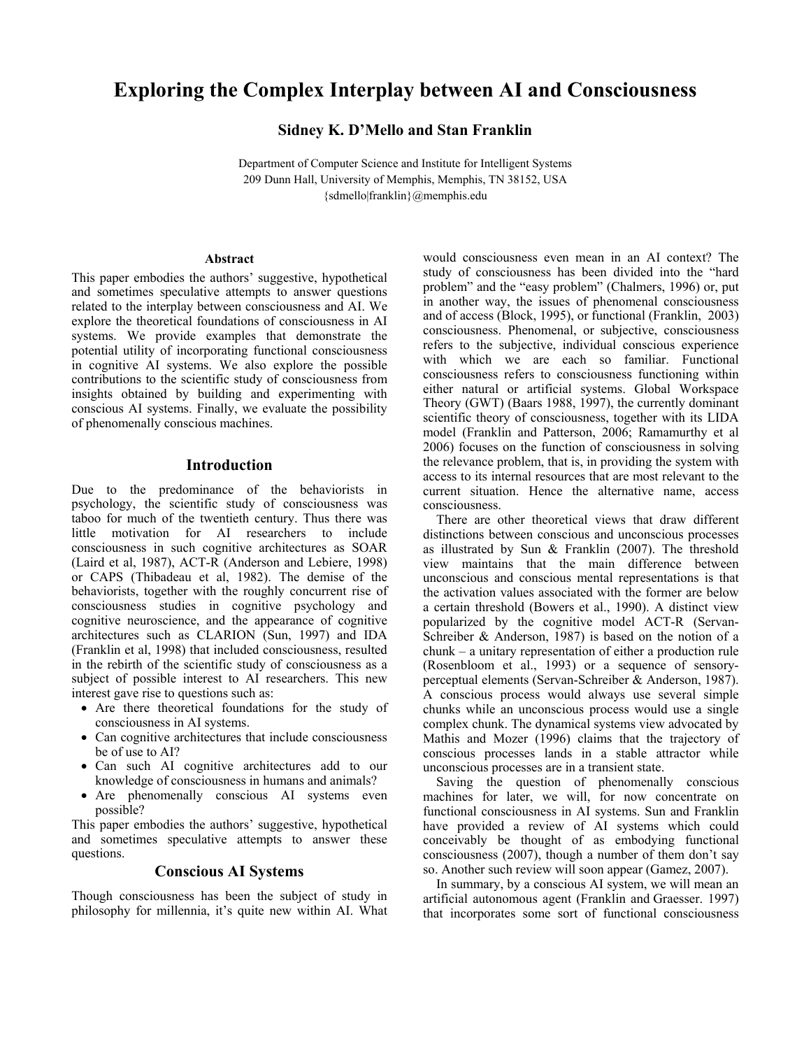# Exploring the Complex Interplay between AI and Consciousness

**Sidney K. D'Mello and Stan Franklin**

Department of Computer Science and Institute for Intelligent Systems
209 Dunn Hall, University of Memphis, Memphis, TN 38152, USA
{sdmello|franklin}@memphis.edu

### Abstract

This paper embodies the authors' suggestive, hypothetical and sometimes speculative attempts to answer questions related to the interplay between consciousness and AI. We explore the theoretical foundations of consciousness in AI systems. We provide examples that demonstrate the potential utility of incorporating functional consciousness in cognitive AI systems. We also explore the possible contributions to the scientific study of consciousness from insights obtained by building and experimenting with conscious AI systems. Finally, we evaluate the possibility of phenomenally conscious machines.

## Introduction

Due to the predominance of the behaviorists in psychology, the scientific study of consciousness was taboo for much of the twentieth century. Thus there was little motivation for AI researchers to include consciousness in such cognitive architectures as SOAR (Laird et al, 1987), ACT-R (Anderson and Lebiere, 1998) or CAPS (Thibadeau et al, 1982). The demise of the behaviorists, together with the roughly concurrent rise of consciousness studies in cognitive psychology and cognitive neuroscience, and the appearance of cognitive architectures such as CLARION (Sun, 1997) and IDA (Franklin et al, 1998) that included consciousness, resulted in the rebirth of the scientific study of consciousness as a subject of possible interest to AI researchers. This new interest gave rise to questions such as:

- Are there theoretical foundations for the study of consciousness in AI systems.
- Can cognitive architectures that include consciousness be of use to AI?
- Can such AI cognitive architectures add to our knowledge of consciousness in humans and animals?
- Are phenomenally conscious AI systems even possible?

This paper embodies the authors' suggestive, hypothetical and sometimes speculative attempts to answer these questions.

## Conscious AI Systems

Though consciousness has been the subject of study in philosophy for millennia, it's quite new within AI. What would consciousness even mean in an AI context? The study of consciousness has been divided into the "hard problem" and the "easy problem" (Chalmers, 1996) or, put in another way, the issues of phenomenal consciousness and of access (Block, 1995), or functional (Franklin, 2003) consciousness. Phenomenal, or subjective, consciousness refers to the subjective, individual conscious experience with which we are each so familiar. Functional consciousness refers to consciousness functioning within either natural or artificial systems. Global Workspace Theory (GWT) (Baars 1988, 1997), the currently dominant scientific theory of consciousness, together with its LIDA model (Franklin and Patterson, 2006; Ramamurthy et al 2006) focuses on the function of consciousness in solving the relevance problem, that is, in providing the system with access to its internal resources that are most relevant to the current situation. Hence the alternative name, access consciousness.

There are other theoretical views that draw different distinctions between conscious and unconscious processes as illustrated by Sun & Franklin (2007). The threshold view maintains that the main difference between unconscious and conscious mental representations is that the activation values associated with the former are below a certain threshold (Bowers et al., 1990). A distinct view popularized by the cognitive model ACT-R (Servan-Schreiber & Anderson, 1987) is based on the notion of a chunk – a unitary representation of either a production rule (Rosenbloom et al., 1993) or a sequence of sensory-perceptual elements (Servan-Schreiber & Anderson, 1987). A conscious process would always use several simple chunks while an unconscious process would use a single complex chunk. The dynamical systems view advocated by Mathis and Mozer (1996) claims that the trajectory of conscious processes lands in a stable attractor while unconscious processes are in a transient state.

Saving the question of phenomenally conscious machines for later, we will, for now concentrate on functional consciousness in AI systems. Sun and Franklin have provided a review of AI systems which could conceivably be thought of as embodying functional consciousness (2007), though a number of them don't say so. Another such review will soon appear (Gamez, 2007).

In summary, by a conscious AI system, we will mean an artificial autonomous agent (Franklin and Graesser. 1997) that incorporates some sort of functional consciousness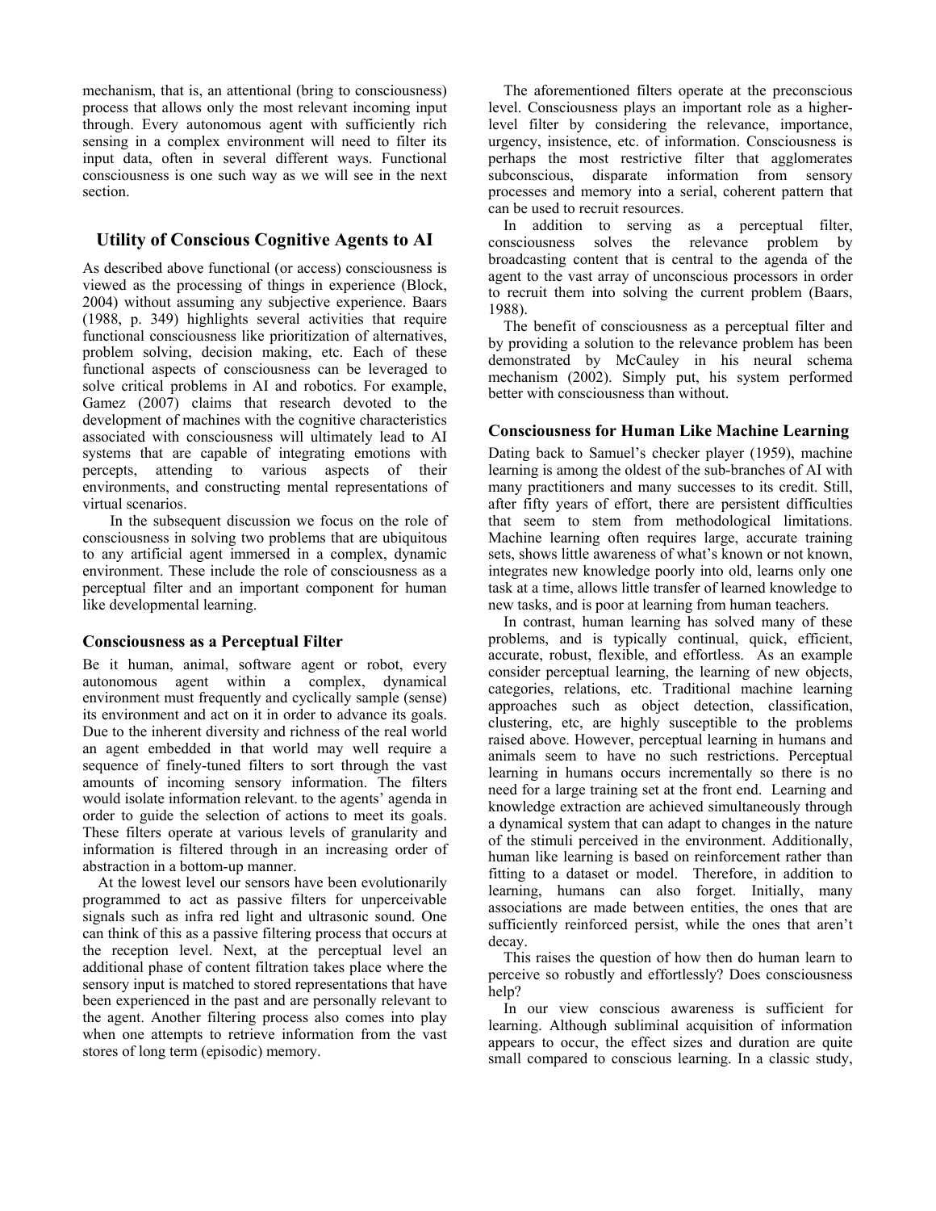mechanism, that is, an attentional (bring to consciousness) process that allows only the most relevant incoming input through. Every autonomous agent with sufficiently rich sensing in a complex environment will need to filter its input data, often in several different ways. Functional consciousness is one such way as we will see in the next section.

## Utility of Conscious Cognitive Agents to AI

As described above functional (or access) consciousness is viewed as the processing of things in experience (Block, 2004) without assuming any subjective experience. Baars (1988, p. 349) highlights several activities that require functional consciousness like prioritization of alternatives, problem solving, decision making, etc. Each of these functional aspects of consciousness can be leveraged to solve critical problems in AI and robotics. For example, Gamez (2007) claims that research devoted to the development of machines with the cognitive characteristics associated with consciousness will ultimately lead to AI systems that are capable of integrating emotions with percepts, attending to various aspects of their environments, and constructing mental representations of virtual scenarios.

In the subsequent discussion we focus on the role of consciousness in solving two problems that are ubiquitous to any artificial agent immersed in a complex, dynamic environment. These include the role of consciousness as a perceptual filter and an important component for human like developmental learning.

### Consciousness as a Perceptual Filter

Be it human, animal, software agent or robot, every autonomous agent within a complex, dynamical environment must frequently and cyclically sample (sense) its environment and act on it in order to advance its goals. Due to the inherent diversity and richness of the real world an agent embedded in that world may well require a sequence of finely-tuned filters to sort through the vast amounts of incoming sensory information. The filters would isolate information relevant. to the agents' agenda in order to guide the selection of actions to meet its goals. These filters operate at various levels of granularity and information is filtered through in an increasing order of abstraction in a bottom-up manner.

At the lowest level our sensors have been evolutionarily programmed to act as passive filters for unperceivable signals such as infra red light and ultrasonic sound. One can think of this as a passive filtering process that occurs at the reception level. Next, at the perceptual level an additional phase of content filtration takes place where the sensory input is matched to stored representations that have been experienced in the past and are personally relevant to the agent. Another filtering process also comes into play when one attempts to retrieve information from the vast stores of long term (episodic) memory.

The aforementioned filters operate at the preconscious level. Consciousness plays an important role as a higher-level filter by considering the relevance, importance, urgency, insistence, etc. of information. Consciousness is perhaps the most restrictive filter that agglomerates subconscious, disparate information from sensory processes and memory into a serial, coherent pattern that can be used to recruit resources.

In addition to serving as a perceptual filter, consciousness solves the relevance problem by broadcasting content that is central to the agenda of the agent to the vast array of unconscious processors in order to recruit them into solving the current problem (Baars, 1988).

The benefit of consciousness as a perceptual filter and by providing a solution to the relevance problem has been demonstrated by McCauley in his neural schema mechanism (2002). Simply put, his system performed better with consciousness than without.

### Consciousness for Human Like Machine Learning

Dating back to Samuel's checker player (1959), machine learning is among the oldest of the sub-branches of AI with many practitioners and many successes to its credit. Still, after fifty years of effort, there are persistent difficulties that seem to stem from methodological limitations. Machine learning often requires large, accurate training sets, shows little awareness of what's known or not known, integrates new knowledge poorly into old, learns only one task at a time, allows little transfer of learned knowledge to new tasks, and is poor at learning from human teachers.

In contrast, human learning has solved many of these problems, and is typically continual, quick, efficient, accurate, robust, flexible, and effortless. As an example consider perceptual learning, the learning of new objects, categories, relations, etc. Traditional machine learning approaches such as object detection, classification, clustering, etc, are highly susceptible to the problems raised above. However, perceptual learning in humans and animals seem to have no such restrictions. Perceptual learning in humans occurs incrementally so there is no need for a large training set at the front end. Learning and knowledge extraction are achieved simultaneously through a dynamical system that can adapt to changes in the nature of the stimuli perceived in the environment. Additionally, human like learning is based on reinforcement rather than fitting to a dataset or model. Therefore, in addition to learning, humans can also forget. Initially, many associations are made between entities, the ones that are sufficiently reinforced persist, while the ones that aren't decay.

This raises the question of how then do human learn to perceive so robustly and effortlessly? Does consciousness help?

In our view conscious awareness is sufficient for learning. Although subliminal acquisition of information appears to occur, the effect sizes and duration are quite small compared to conscious learning. In a classic study,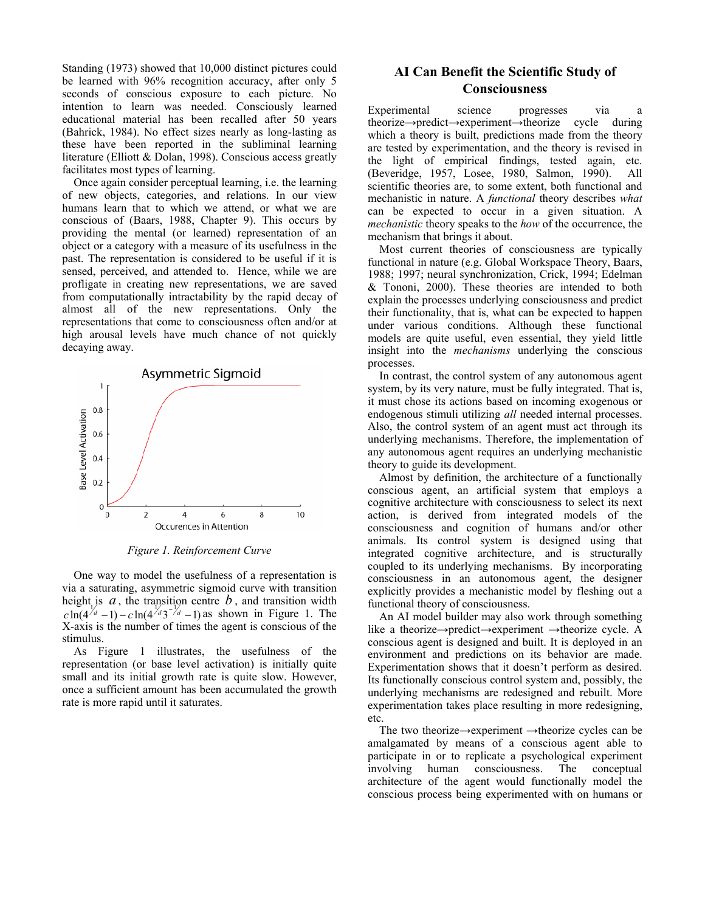Standing (1973) showed that 10,000 distinct pictures could be learned with 96% recognition accuracy, after only 5 seconds of conscious exposure to each picture. No intention to learn was needed. Consciously learned educational material has been recalled after 50 years (Bahrick, 1984). No effect sizes nearly as long-lasting as these have been reported in the subliminal learning literature (Elliott & Dolan, 1998). Conscious access greatly facilitates most types of learning.

Once again consider perceptual learning, i.e. the learning of new objects, categories, and relations. In our view humans learn that to which we attend, or what we are conscious of (Baars, 1988, Chapter 9). This occurs by providing the mental (or learned) representation of an object or a category with a measure of its usefulness in the past. The representation is considered to be useful if it is sensed, perceived, and attended to. Hence, while we are profligate in creating new representations, we are saved from computationally intractability by the rapid decay of almost all of the new representations. Only the representations that come to consciousness often and/or at high arousal levels have much chance of not quickly decaying away.

*Figure 1. Reinforcement Curve*

One way to model the usefulness of a representation is via a saturating, asymmetric sigmoid curve with transition height is $a$, the transition centre $b$, and transition width $c\ln(4^{1/d}-1) - c\ln(4^{1/d}3^{-1/d}-1)$ as shown in Figure 1. The X-axis is the number of times the agent is conscious of the stimulus.

As Figure 1 illustrates, the usefulness of the representation (or base level activation) is initially quite small and its initial growth rate is quite slow. However, once a sufficient amount has been accumulated the growth rate is more rapid until it saturates.

## AI Can Benefit the Scientific Study of Consciousness

Experimental science progresses via a theorize→predict→experiment→theorize cycle during which a theory is built, predictions made from the theory are tested by experimentation, and the theory is revised in the light of empirical findings, tested again, etc. (Beveridge, 1957, Losee, 1980, Salmon, 1990). All scientific theories are, to some extent, both functional and mechanistic in nature. A *functional* theory describes *what* can be expected to occur in a given situation. A *mechanistic* theory speaks to the *how* of the occurrence, the mechanism that brings it about.

Most current theories of consciousness are typically functional in nature (e.g. Global Workspace Theory, Baars, 1988; 1997; neural synchronization, Crick, 1994; Edelman & Tononi, 2000). These theories are intended to both explain the processes underlying consciousness and predict their functionality, that is, what can be expected to happen under various conditions. Although these functional models are quite useful, even essential, they yield little insight into the *mechanisms* underlying the conscious processes.

In contrast, the control system of any autonomous agent system, by its very nature, must be fully integrated. That is, it must chose its actions based on incoming exogenous or endogenous stimuli utilizing *all* needed internal processes. Also, the control system of an agent must act through its underlying mechanisms. Therefore, the implementation of any autonomous agent requires an underlying mechanistic theory to guide its development.

Almost by definition, the architecture of a functionally conscious agent, an artificial system that employs a cognitive architecture with consciousness to select its next action, is derived from integrated models of the consciousness and cognition of humans and/or other animals. Its control system is designed using that integrated cognitive architecture, and is structurally coupled to its underlying mechanisms. By incorporating consciousness in an autonomous agent, the designer explicitly provides a mechanistic model by fleshing out a functional theory of consciousness.

An AI model builder may also work through something like a theorize→predict→experiment →theorize cycle. A conscious agent is designed and built. It is deployed in an environment and predictions on its behavior are made. Experimentation shows that it doesn't perform as desired. Its functionally conscious control system and, possibly, the underlying mechanisms are redesigned and rebuilt. More experimentation takes place resulting in more redesigning, etc.

The two theorize→experiment →theorize cycles can be amalgamated by means of a conscious agent able to participate in or to replicate a psychological experiment involving human consciousness. The conceptual architecture of the agent would functionally model the conscious process being experimented with on humans or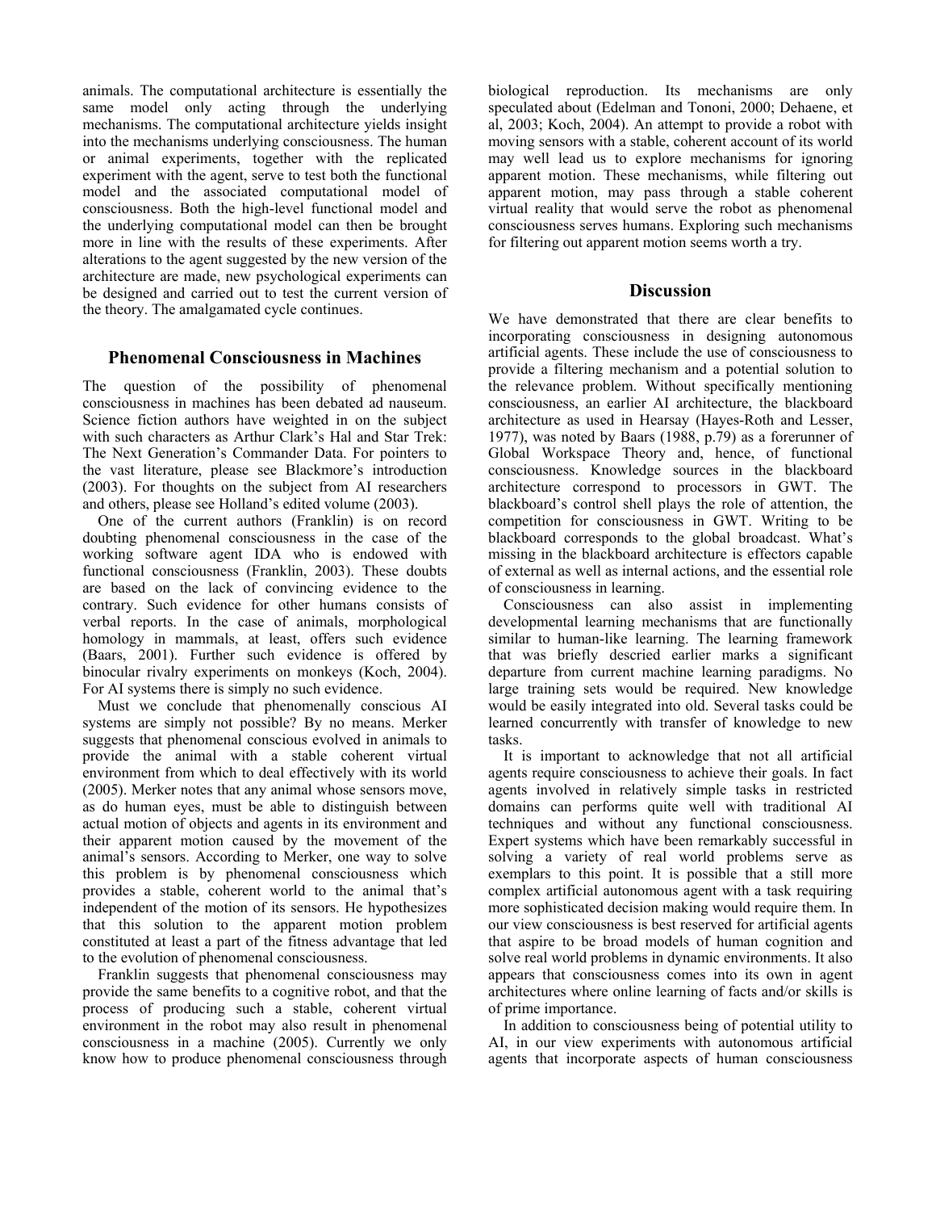animals. The computational architecture is essentially the same model only acting through the underlying mechanisms. The computational architecture yields insight into the mechanisms underlying consciousness. The human or animal experiments, together with the replicated experiment with the agent, serve to test both the functional model and the associated computational model of consciousness. Both the high-level functional model and the underlying computational model can then be brought more in line with the results of these experiments. After alterations to the agent suggested by the new version of the architecture are made, new psychological experiments can be designed and carried out to test the current version of the theory. The amalgamated cycle continues.

## Phenomenal Consciousness in Machines

The question of the possibility of phenomenal consciousness in machines has been debated ad nauseum. Science fiction authors have weighted in on the subject with such characters as Arthur Clark's Hal and Star Trek: The Next Generation's Commander Data. For pointers to the vast literature, please see Blackmore's introduction (2003). For thoughts on the subject from AI researchers and others, please see Holland's edited volume (2003).

One of the current authors (Franklin) is on record doubting phenomenal consciousness in the case of the working software agent IDA who is endowed with functional consciousness (Franklin, 2003). These doubts are based on the lack of convincing evidence to the contrary. Such evidence for other humans consists of verbal reports. In the case of animals, morphological homology in mammals, at least, offers such evidence (Baars, 2001). Further such evidence is offered by binocular rivalry experiments on monkeys (Koch, 2004). For AI systems there is simply no such evidence.

Must we conclude that phenomenally conscious AI systems are simply not possible? By no means. Merker suggests that phenomenal conscious evolved in animals to provide the animal with a stable coherent virtual environment from which to deal effectively with its world (2005). Merker notes that any animal whose sensors move, as do human eyes, must be able to distinguish between actual motion of objects and agents in its environment and their apparent motion caused by the movement of the animal's sensors. According to Merker, one way to solve this problem is by phenomenal consciousness which provides a stable, coherent world to the animal that's independent of the motion of its sensors. He hypothesizes that this solution to the apparent motion problem constituted at least a part of the fitness advantage that led to the evolution of phenomenal consciousness.

Franklin suggests that phenomenal consciousness may provide the same benefits to a cognitive robot, and that the process of producing such a stable, coherent virtual environment in the robot may also result in phenomenal consciousness in a machine (2005). Currently we only know how to produce phenomenal consciousness through biological reproduction. Its mechanisms are only speculated about (Edelman and Tononi, 2000; Dehaene, et al, 2003; Koch, 2004). An attempt to provide a robot with moving sensors with a stable, coherent account of its world may well lead us to explore mechanisms for ignoring apparent motion. These mechanisms, while filtering out apparent motion, may pass through a stable coherent virtual reality that would serve the robot as phenomenal consciousness serves humans. Exploring such mechanisms for filtering out apparent motion seems worth a try.

## Discussion

We have demonstrated that there are clear benefits to incorporating consciousness in designing autonomous artificial agents. These include the use of consciousness to provide a filtering mechanism and a potential solution to the relevance problem. Without specifically mentioning consciousness, an earlier AI architecture, the blackboard architecture as used in Hearsay (Hayes-Roth and Lesser, 1977), was noted by Baars (1988, p.79) as a forerunner of Global Workspace Theory and, hence, of functional consciousness. Knowledge sources in the blackboard architecture correspond to processors in GWT. The blackboard's control shell plays the role of attention, the competition for consciousness in GWT. Writing to be blackboard corresponds to the global broadcast. What's missing in the blackboard architecture is effectors capable of external as well as internal actions, and the essential role of consciousness in learning.

Consciousness can also assist in implementing developmental learning mechanisms that are functionally similar to human-like learning. The learning framework that was briefly descried earlier marks a significant departure from current machine learning paradigms. No large training sets would be required. New knowledge would be easily integrated into old. Several tasks could be learned concurrently with transfer of knowledge to new tasks.

It is important to acknowledge that not all artificial agents require consciousness to achieve their goals. In fact agents involved in relatively simple tasks in restricted domains can performs quite well with traditional AI techniques and without any functional consciousness. Expert systems which have been remarkably successful in solving a variety of real world problems serve as exemplars to this point. It is possible that a still more complex artificial autonomous agent with a task requiring more sophisticated decision making would require them. In our view consciousness is best reserved for artificial agents that aspire to be broad models of human cognition and solve real world problems in dynamic environments. It also appears that consciousness comes into its own in agent architectures where online learning of facts and/or skills is of prime importance.

In addition to consciousness being of potential utility to AI, in our view experiments with autonomous artificial agents that incorporate aspects of human consciousness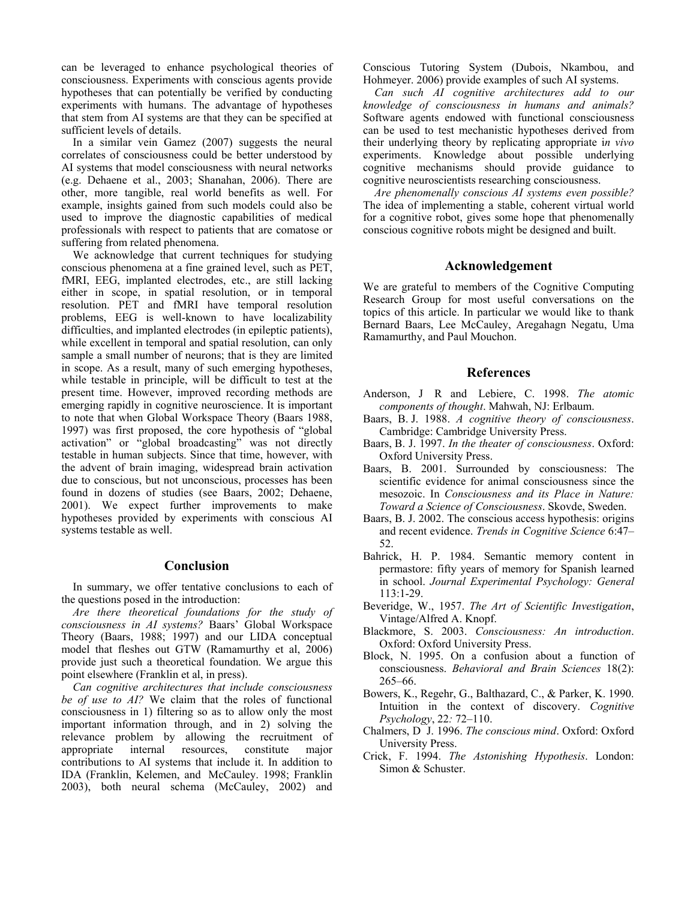can be leveraged to enhance psychological theories of consciousness. Experiments with conscious agents provide hypotheses that can potentially be verified by conducting experiments with humans. The advantage of hypotheses that stem from AI systems are that they can be specified at sufficient levels of details.

In a similar vein Gamez (2007) suggests the neural correlates of consciousness could be better understood by AI systems that model consciousness with neural networks (e.g. Dehaene et al., 2003; Shanahan, 2006). There are other, more tangible, real world benefits as well. For example, insights gained from such models could also be used to improve the diagnostic capabilities of medical professionals with respect to patients that are comatose or suffering from related phenomena.

We acknowledge that current techniques for studying conscious phenomena at a fine grained level, such as PET, fMRI, EEG, implanted electrodes, etc., are still lacking either in scope, in spatial resolution, or in temporal resolution. PET and fMRI have temporal resolution problems, EEG is well-known to have localizability difficulties, and implanted electrodes (in epileptic patients), while excellent in temporal and spatial resolution, can only sample a small number of neurons; that is they are limited in scope. As a result, many of such emerging hypotheses, while testable in principle, will be difficult to test at the present time. However, improved recording methods are emerging rapidly in cognitive neuroscience. It is important to note that when Global Workspace Theory (Baars 1988, 1997) was first proposed, the core hypothesis of "global activation" or "global broadcasting" was not directly testable in human subjects. Since that time, however, with the advent of brain imaging, widespread brain activation due to conscious, but not unconscious, processes has been found in dozens of studies (see Baars, 2002; Dehaene, 2001). We expect further improvements to make hypotheses provided by experiments with conscious AI systems testable as well.

## Conclusion

In summary, we offer tentative conclusions to each of the questions posed in the introduction:

*Are there theoretical foundations for the study of consciousness in AI systems?* Baars' Global Workspace Theory (Baars, 1988; 1997) and our LIDA conceptual model that fleshes out GTW (Ramamurthy et al, 2006) provide just such a theoretical foundation. We argue this point elsewhere (Franklin et al, in press).

*Can cognitive architectures that include consciousness be of use to AI?* We claim that the roles of functional consciousness in 1) filtering so as to allow only the most important information through, and in 2) solving the relevance problem by allowing the recruitment of appropriate internal resources, constitute major contributions to AI systems that include it. In addition to IDA (Franklin, Kelemen, and McCauley. 1998; Franklin 2003), both neural schema (McCauley, 2002) and Conscious Tutoring System (Dubois, Nkambou, and Hohmeyer. 2006) provide examples of such AI systems.

*Can such AI cognitive architectures add to our knowledge of consciousness in humans and animals?* Software agents endowed with functional consciousness can be used to test mechanistic hypotheses derived from their underlying theory by replicating appropriate i*n vivo* experiments. Knowledge about possible underlying cognitive mechanisms should provide guidance to cognitive neuroscientists researching consciousness.

*Are phenomenally conscious AI systems even possible?* The idea of implementing a stable, coherent virtual world for a cognitive robot, gives some hope that phenomenally conscious cognitive robots might be designed and built.

## Acknowledgement

We are grateful to members of the Cognitive Computing Research Group for most useful conversations on the topics of this article. In particular we would like to thank Bernard Baars, Lee McCauley, Aregahagn Negatu, Uma Ramamurthy, and Paul Mouchon.

## References

Anderson, J R and Lebiere, C. 1998. *The atomic components of thought*. Mahwah, NJ: Erlbaum.

Baars, B. J. 1988. *A cognitive theory of consciousness*. Cambridge: Cambridge University Press.

Baars, B. J. 1997. *In the theater of consciousness*. Oxford: Oxford University Press.

Baars, B. 2001. Surrounded by consciousness: The scientific evidence for animal consciousness since the mesozoic. In *Consciousness and its Place in Nature: Toward a Science of Consciousness*. Skovde, Sweden.

Baars, B. J. 2002. The conscious access hypothesis: origins and recent evidence. *Trends in Cognitive Science* 6:47–52.

Bahrick, H. P. 1984. Semantic memory content in permastore: fifty years of memory for Spanish learned in school. *Journal Experimental Psychology: General* 113:1-29.

Beveridge, W., 1957. *The Art of Scientific Investigation*, Vintage/Alfred A. Knopf.

Blackmore, S. 2003. *Consciousness: An introduction*. Oxford: Oxford University Press.

Block, N. 1995. On a confusion about a function of consciousness. *Behavioral and Brain Sciences* 18(2): 265–66.

Bowers, K., Regehr, G., Balthazard, C., & Parker, K. 1990. Intuition in the context of discovery. *Cognitive Psychology*, 22*:* 72–110.

Chalmers, D J. 1996. *The conscious mind*. Oxford: Oxford University Press.

Crick, F. 1994. *The Astonishing Hypothesis*. London: Simon & Schuster.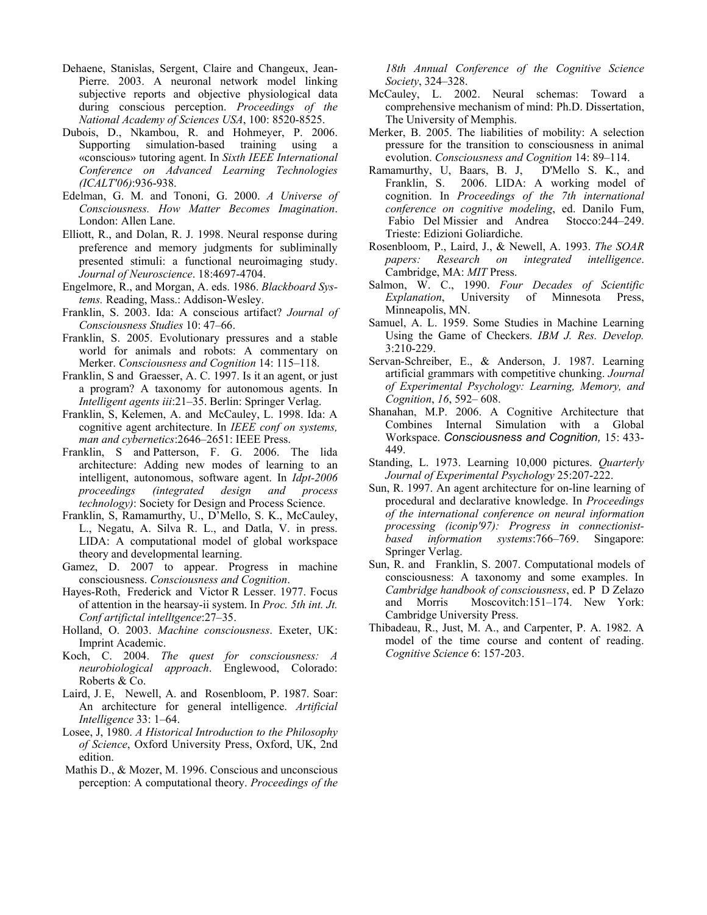Dehaene, Stanislas, Sergent, Claire and Changeux, Jean-Pierre. 2003. A neuronal network model linking subjective reports and objective physiological data during conscious perception. *Proceedings of the National Academy of Sciences USA*, 100: 8520-8525.

Dubois, D., Nkambou, R. and Hohmeyer, P. 2006. Supporting simulation-based training using a «conscious» tutoring agent. In *Sixth IEEE International Conference on Advanced Learning Technologies (ICALT'06)*:936-938.

Edelman, G. M. and Tononi, G. 2000. *A Universe of Consciousness. How Matter Becomes Imagination*. London: Allen Lane.

Elliott, R., and Dolan, R. J. 1998. Neural response during preference and memory judgments for subliminally presented stimuli: a functional neuroimaging study. *Journal of Neuroscience*. 18:4697-4704.

Engelmore, R., and Morgan, A. eds. 1986. *Blackboard Systems.* Reading, Mass.: Addison-Wesley.

Franklin, S. 2003. Ida: A conscious artifact? *Journal of Consciousness Studies* 10: 47–66.

Franklin, S. 2005. Evolutionary pressures and a stable world for animals and robots: A commentary on Merker. *Consciousness and Cognition* 14: 115–118.

Franklin, S and Graesser, A. C. 1997. Is it an agent, or just a program? A taxonomy for autonomous agents. In *Intelligent agents iii*:21–35. Berlin: Springer Verlag.

Franklin, S, Kelemen, A. and McCauley, L. 1998. Ida: A cognitive agent architecture. In *IEEE conf on systems, man and cybernetics*:2646–2651: IEEE Press.

Franklin, S and Patterson, F. G. 2006. The lida architecture: Adding new modes of learning to an intelligent, autonomous, software agent. In *Idpt-2006 proceedings (integrated design and process technology)*: Society for Design and Process Science.

Franklin, S, Ramamurthy, U., D'Mello, S. K., McCauley, L., Negatu, A. Silva R. L., and Datla, V. in press. LIDA: A computational model of global workspace theory and developmental learning.

Gamez, D. 2007 to appear. Progress in machine consciousness. *Consciousness and Cognition*.

Hayes-Roth, Frederick and Victor R Lesser. 1977. Focus of attention in the hearsay-ii system. In *Proc. 5th int. Jt. Conf artifictal intelltgence*:27–35.

Holland, O. 2003. *Machine consciousness*. Exeter, UK: Imprint Academic.

Koch, C. 2004. *The quest for consciousness: A neurobiological approach*. Englewood, Colorado: Roberts & Co.

Laird, J. E, Newell, A. and Rosenbloom, P. 1987. Soar: An architecture for general intelligence. *Artificial Intelligence* 33: 1–64.

Losee, J, 1980. *A Historical Introduction to the Philosophy of Science*, Oxford University Press, Oxford, UK, 2nd edition.

Mathis D., & Mozer, M. 1996. Conscious and unconscious perception: A computational theory. *Proceedings of the 18th Annual Conference of the Cognitive Science Society*, 324–328.

McCauley, L. 2002. Neural schemas: Toward a comprehensive mechanism of mind: Ph.D. Dissertation, The University of Memphis.

Merker, B. 2005. The liabilities of mobility: A selection pressure for the transition to consciousness in animal evolution. *Consciousness and Cognition* 14: 89–114.

Ramamurthy, U, Baars, B. J, D'Mello S. K., and Franklin, S. 2006. LIDA: A working model of cognition. In *Proceedings of the 7th international conference on cognitive modeling*, ed. Danilo Fum, Fabio Del Missier and Andrea Stocco:244–249. Trieste: Edizioni Goliardiche.

Rosenbloom, P., Laird, J., & Newell, A. 1993. *The SOAR papers: Research on integrated intelligence*. Cambridge, MA: *MIT* Press.

Salmon, W. C., 1990. *Four Decades of Scientific Explanation*, University of Minnesota Press, Minneapolis, MN.

Samuel, A. L. 1959. Some Studies in Machine Learning Using the Game of Checkers. *IBM J. Res. Develop.* 3:210-229.

Servan-Schreiber, E., & Anderson, J. 1987. Learning artificial grammars with competitive chunking. *Journal of Experimental Psychology: Learning, Memory, and Cognition*, *16*, 592– 608.

Shanahan, M.P. 2006. A Cognitive Architecture that Combines Internal Simulation with a Global Workspace. *Consciousness and Cognition,* 15: 433-449.

Standing, L. 1973. Learning 10,000 pictures. *Quarterly Journal of Experimental Psychology* 25:207-222.

Sun, R. 1997. An agent architecture for on-line learning of procedural and declarative knowledge. In *Proceedings of the international conference on neural information processing (iconip'97): Progress in connectionist-based information systems*:766–769. Singapore: Springer Verlag.

Sun, R. and Franklin, S. 2007. Computational models of consciousness: A taxonomy and some examples. In *Cambridge handbook of consciousness*, ed. P D Zelazo and Morris Moscovitch:151–174. New York: Cambridge University Press.

Thibadeau, R., Just, M. A., and Carpenter, P. A. 1982. A model of the time course and content of reading. *Cognitive Science* 6: 157-203.